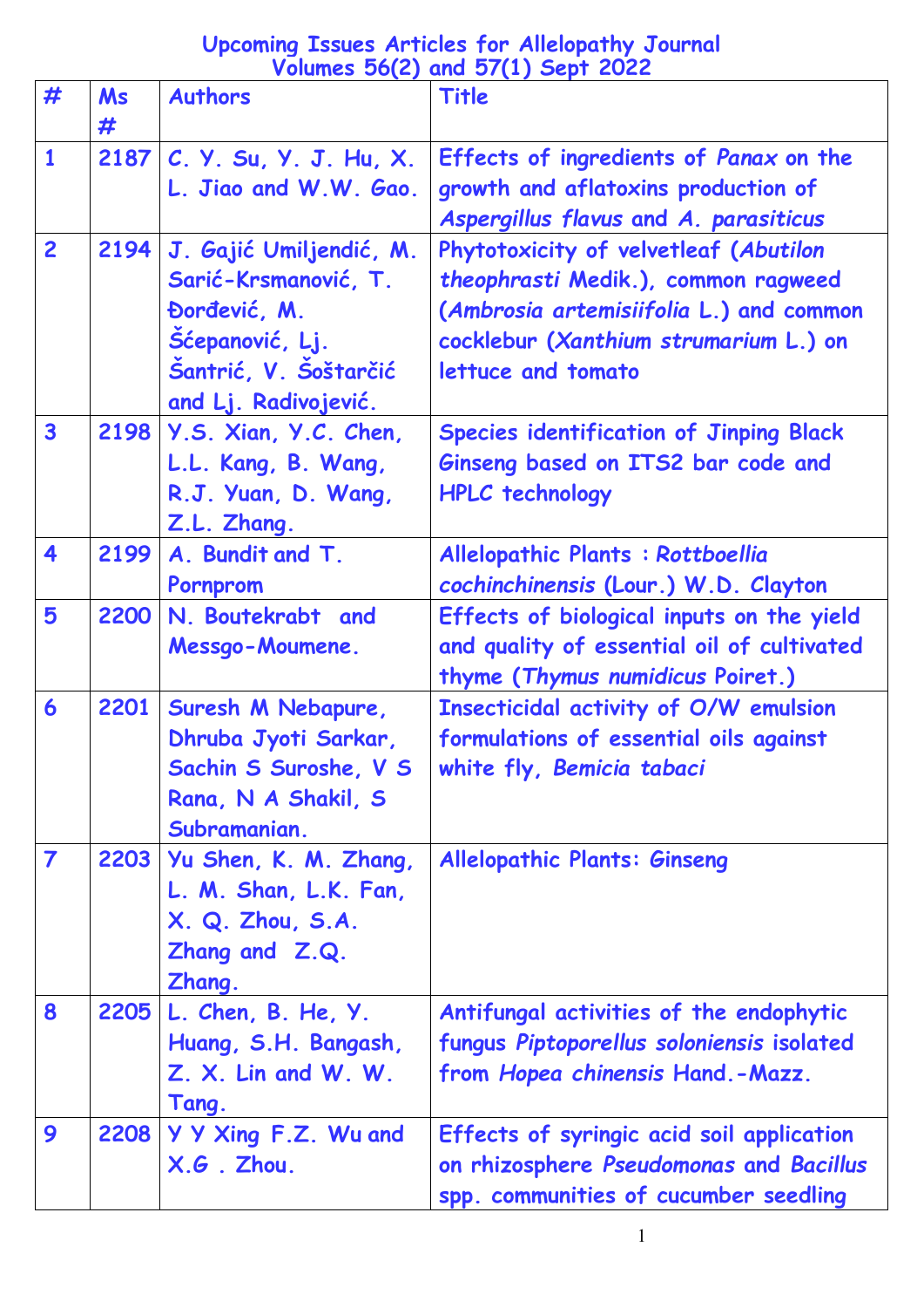# Upcoming Issues Articles for Allelopathy Journal
## Volumes 56(2) and 57(1) Sept 2022

| # | Ms # | Authors | Title |
|---|---|---|---|
| 1 | 2187 | C. Y. Su, Y. J. Hu, X. L. Jiao and W.W. Gao. | Effects of ingredients of *Panax* on the growth and aflatoxins production of *Aspergillus flavus* and *A. parasiticus* |
| 2 | 2194 | J. Gajić Umiljendić, M. Sarić-Krsmanović, T. Đorđević, M. Šćepanović, Lj. Šantrić, V. Šoštarčić and Lj. Radivojević. | Phytotoxicity of velvetleaf (*Abutilon theophrasti* Medik.), common ragweed (*Ambrosia artemisiifolia* L.) and common cocklebur (*Xanthium strumarium* L.) on lettuce and tomato |
| 3 | 2198 | Y.S. Xian, Y.C. Chen, L.L. Kang, B. Wang, R.J. Yuan, D. Wang, Z.L. Zhang. | Species identification of Jinping Black Ginseng based on ITS2 bar code and HPLC technology |
| 4 | 2199 | A. Bundit and T. Pornprom | Allelopathic Plants : *Rottboellia cochinchinensis* (Lour.) W.D. Clayton |
| 5 | 2200 | N. Boutekrabt and Messgo-Moumene. | Effects of biological inputs on the yield and quality of essential oil of cultivated thyme (*Thymus numidicus* Poiret.) |
| 6 | 2201 | Suresh M Nebapure, Dhruba Jyoti Sarkar, Sachin S Suroshe, V S Rana, N A Shakil, S Subramanian. | Insecticidal activity of O/W emulsion formulations of essential oils against white fly, *Bemicia tabaci* |
| 7 | 2203 | Yu Shen, K. M. Zhang, L. M. Shan, L.K. Fan, X. Q. Zhou, S.A. Zhang and Z.Q. Zhang. | Allelopathic Plants: Ginseng |
| 8 | 2205 | L. Chen, B. He, Y. Huang, S.H. Bangash, Z. X. Lin and W. W. Tang. | Antifungal activities of the endophytic fungus *Piptoporellus soloniensis* isolated from *Hopea chinensis* Hand.-Mazz. |
| 9 | 2208 | Y Y Xing F.Z. Wu and X.G . Zhou. | Effects of syringic acid soil application on rhizosphere *Pseudomonas* and *Bacillus* spp. communities of cucumber seedling |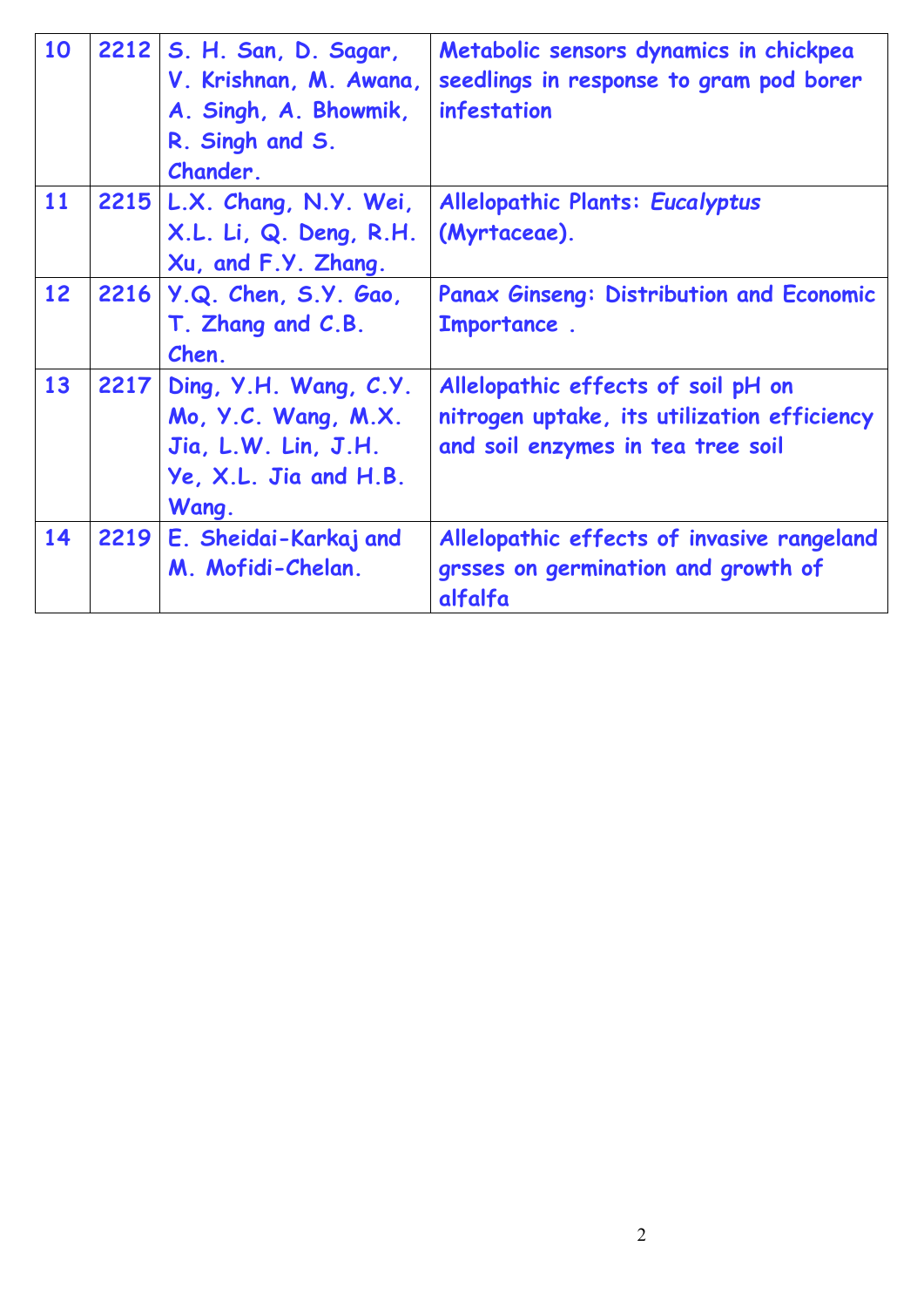| | | | |
|---|---|---|---|
| 10 | 2212 | S. H. San, D. Sagar, V. Krishnan, M. Awana, A. Singh, A. Bhowmik, R. Singh and S. Chander. | Metabolic sensors dynamics in chickpea seedlings in response to gram pod borer infestation |
| 11 | 2215 | L.X. Chang, N.Y. Wei, X.L. Li, Q. Deng, R.H. Xu, and F.Y. Zhang. | Allelopathic Plants: *Eucalyptus* (Myrtaceae). |
| 12 | 2216 | Y.Q. Chen, S.Y. Gao, T. Zhang and C.B. Chen. | Panax Ginseng: Distribution and Economic Importance . |
| 13 | 2217 | Ding, Y.H. Wang, C.Y. Mo, Y.C. Wang, M.X. Jia, L.W. Lin, J.H. Ye, X.L. Jia and H.B. Wang. | Allelopathic effects of soil pH on nitrogen uptake, its utilization efficiency and soil enzymes in tea tree soil |
| 14 | 2219 | E. Sheidai-Karkaj and M. Mofidi-Chelan. | Allelopathic effects of invasive rangeland grsses on germination and growth of alfalfa |